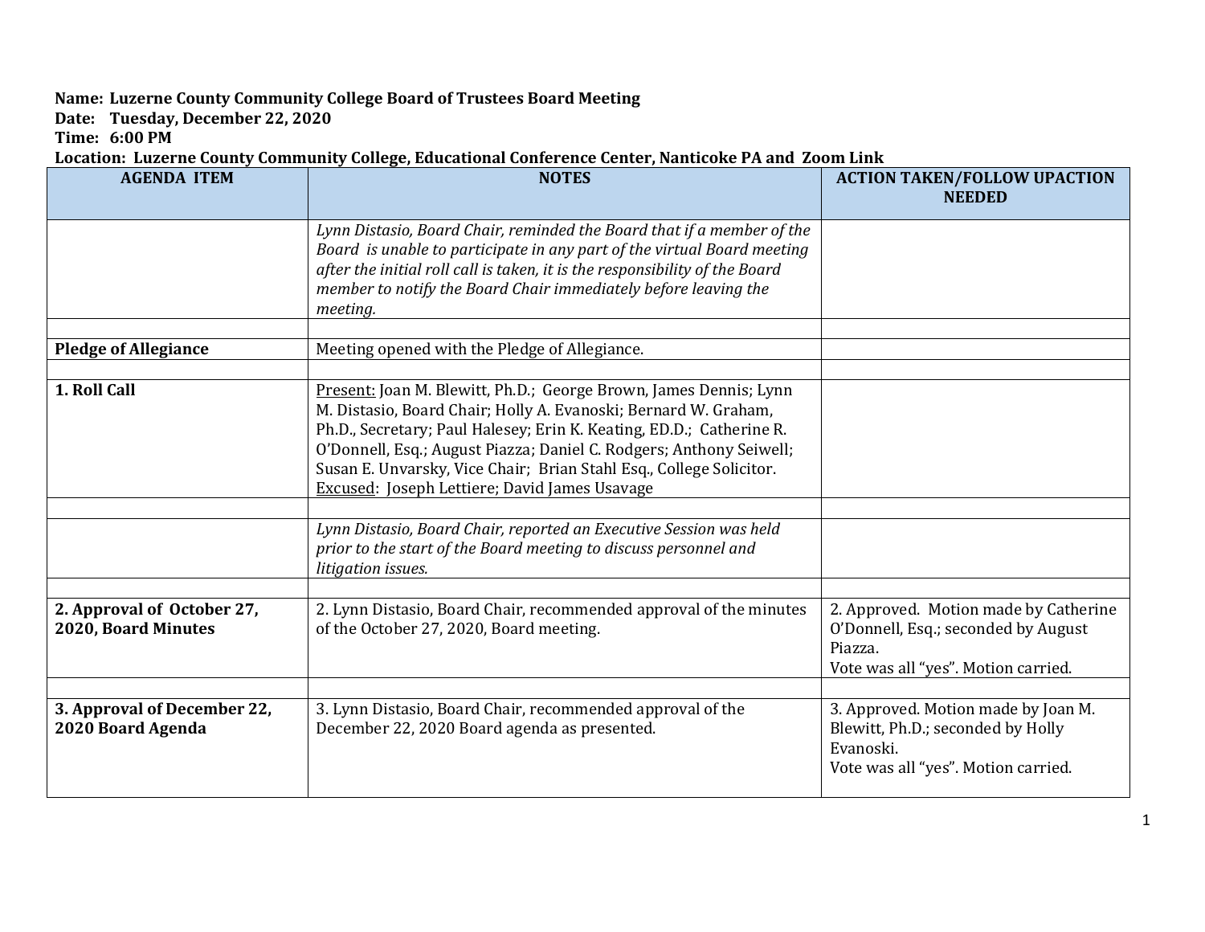**Name: Luzerne County Community College Board of Trustees Board Meeting**
**Date: Tuesday, December 22, 2020**
**Time: 6:00 PM**
**Location: Luzerne County Community College, Educational Conference Center, Nanticoke PA and Zoom Link**

| AGENDA ITEM | NOTES | ACTION TAKEN/FOLLOW UPACTION NEEDED |
|---|---|---|
| | *Lynn Distasio, Board Chair, reminded the Board that if a member of the Board is unable to participate in any part of the virtual Board meeting after the initial roll call is taken, it is the responsibility of the Board member to notify the Board Chair immediately before leaving the meeting.* | |
| | | |
| **Pledge of Allegiance** | Meeting opened with the Pledge of Allegiance. | |
| | | |
| **1. Roll Call** | <u>Present:</u> Joan M. Blewitt, Ph.D.; George Brown, James Dennis; Lynn M. Distasio, Board Chair; Holly A. Evanoski; Bernard W. Graham, Ph.D., Secretary; Paul Halesey; Erin K. Keating, ED.D.; Catherine R. O'Donnell, Esq.; August Piazza; Daniel C. Rodgers; Anthony Seiwell; Susan E. Unvarsky, Vice Chair; Brian Stahl Esq., College Solicitor. <u>Excused</u>: Joseph Lettiere; David James Usavage | |
| | | |
| | *Lynn Distasio, Board Chair, reported an Executive Session was held prior to the start of the Board meeting to discuss personnel and litigation issues.* | |
| | | |
| **2. Approval of October 27, 2020, Board Minutes** | 2. Lynn Distasio, Board Chair, recommended approval of the minutes of the October 27, 2020, Board meeting. | 2. Approved. Motion made by Catherine O'Donnell, Esq.; seconded by August Piazza. Vote was all "yes". Motion carried. |
| | | |
| **3. Approval of December 22, 2020 Board Agenda** | 3. Lynn Distasio, Board Chair, recommended approval of the December 22, 2020 Board agenda as presented. | 3. Approved. Motion made by Joan M. Blewitt, Ph.D.; seconded by Holly Evanoski. Vote was all "yes". Motion carried. |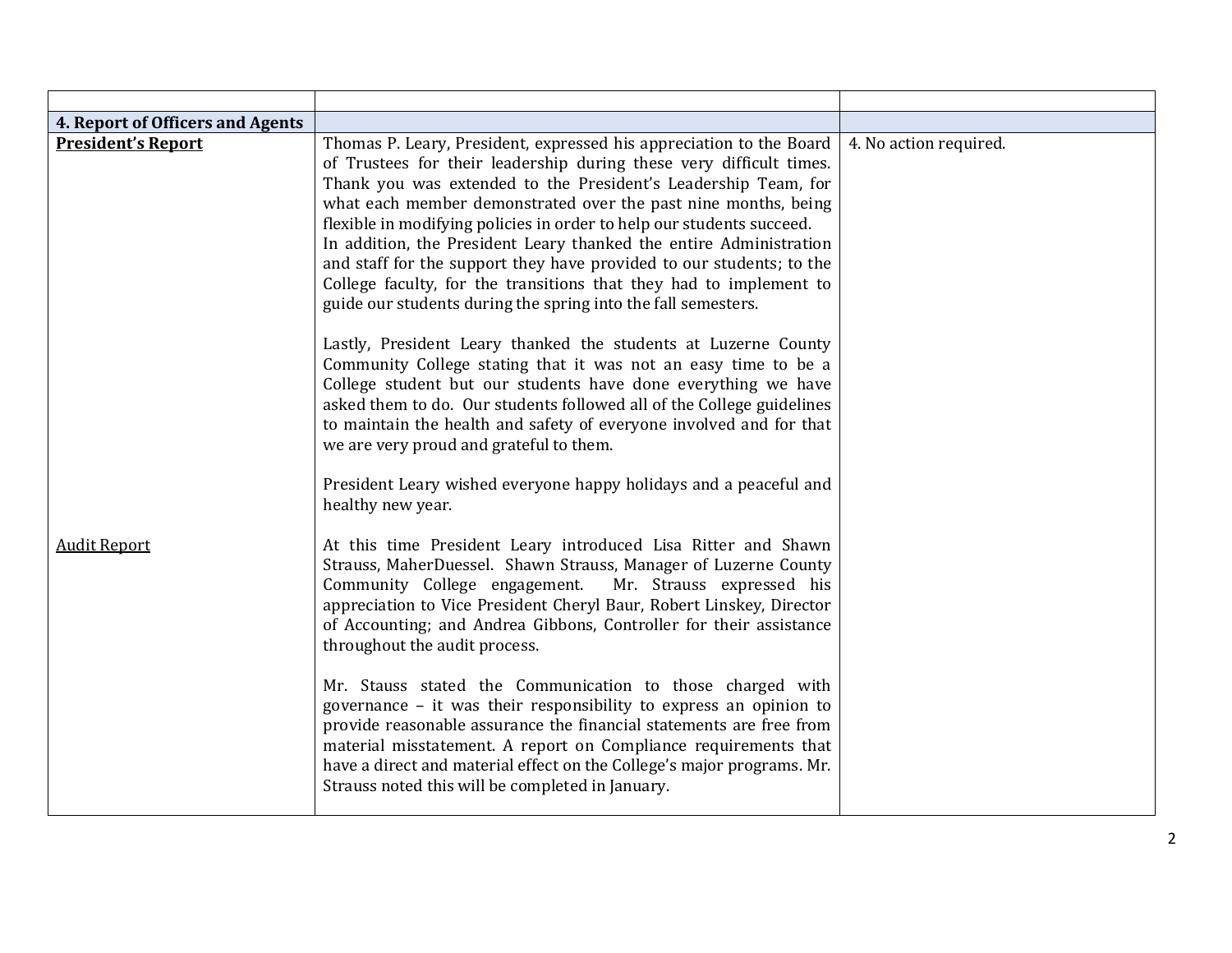| | | |
|---|---|---|
| **4. Report of Officers and Agents** | | |
| **President's Report** | Thomas P. Leary, President, expressed his appreciation to the Board of Trustees for their leadership during these very difficult times. Thank you was extended to the President's Leadership Team, for what each member demonstrated over the past nine months, being flexible in modifying policies in order to help our students succeed. In addition, the President Leary thanked the entire Administration and staff for the support they have provided to our students; to the College faculty, for the transitions that they had to implement to guide our students during the spring into the fall semesters.<br><br>Lastly, President Leary thanked the students at Luzerne County Community College stating that it was not an easy time to be a College student but our students have done everything we have asked them to do. Our students followed all of the College guidelines to maintain the health and safety of everyone involved and for that we are very proud and grateful to them.<br><br>President Leary wished everyone happy holidays and a peaceful and healthy new year. | 4. No action required. |
| Audit Report | At this time President Leary introduced Lisa Ritter and Shawn Strauss, MaherDuessel. Shawn Strauss, Manager of Luzerne County Community College engagement. Mr. Strauss expressed his appreciation to Vice President Cheryl Baur, Robert Linskey, Director of Accounting; and Andrea Gibbons, Controller for their assistance throughout the audit process.<br><br>Mr. Stauss stated the Communication to those charged with governance – it was their responsibility to express an opinion to provide reasonable assurance the financial statements are free from material misstatement. A report on Compliance requirements that have a direct and material effect on the College's major programs. Mr. Strauss noted this will be completed in January. | |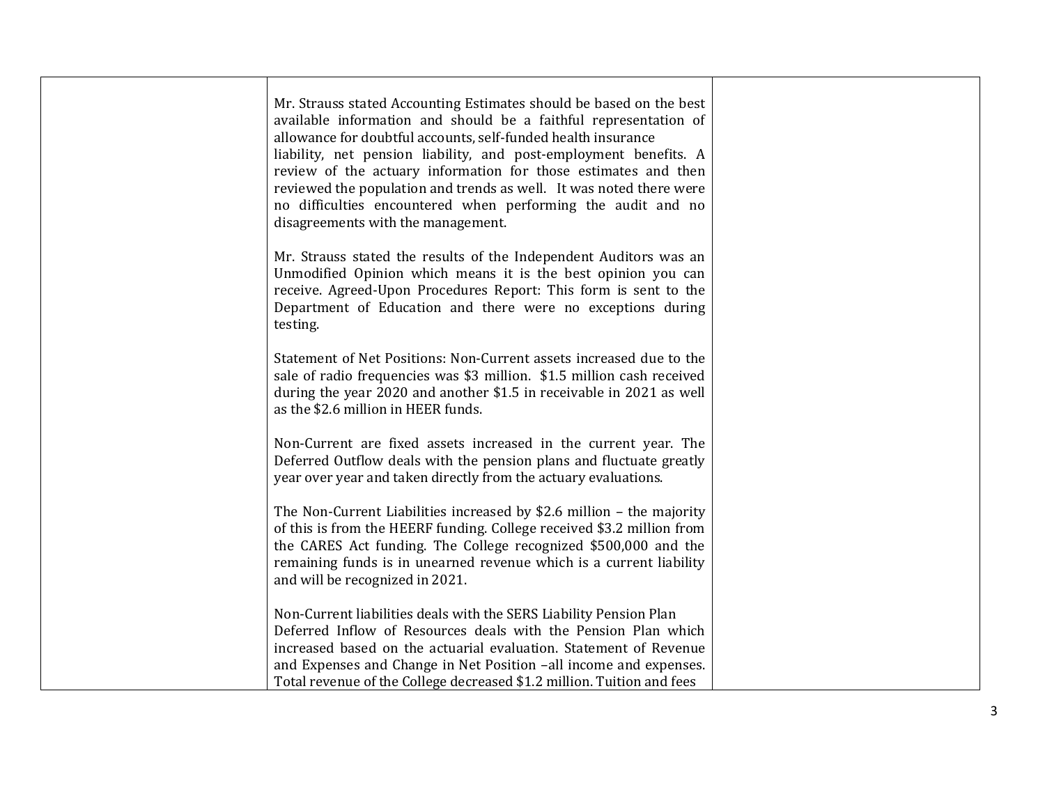| | | |
|---|---|---|
| | Mr. Strauss stated Accounting Estimates should be based on the best available information and should be a faithful representation of allowance for doubtful accounts, self-funded health insurance liability, net pension liability, and post-employment benefits. A review of the actuary information for those estimates and then reviewed the population and trends as well. It was noted there were no difficulties encountered when performing the audit and no disagreements with the management.<br><br>Mr. Strauss stated the results of the Independent Auditors was an Unmodified Opinion which means it is the best opinion you can receive. Agreed-Upon Procedures Report: This form is sent to the Department of Education and there were no exceptions during testing.<br><br>Statement of Net Positions: Non-Current assets increased due to the sale of radio frequencies was $3 million. $1.5 million cash received during the year 2020 and another $1.5 in receivable in 2021 as well as the $2.6 million in HEER funds.<br><br>Non-Current are fixed assets increased in the current year. The Deferred Outflow deals with the pension plans and fluctuate greatly year over year and taken directly from the actuary evaluations.<br><br>The Non-Current Liabilities increased by $2.6 million – the majority of this is from the HEERF funding. College received $3.2 million from the CARES Act funding. The College recognized $500,000 and the remaining funds is in unearned revenue which is a current liability and will be recognized in 2021.<br><br>Non-Current liabilities deals with the SERS Liability Pension Plan Deferred Inflow of Resources deals with the Pension Plan which increased based on the actuarial evaluation. Statement of Revenue and Expenses and Change in Net Position –all income and expenses. Total revenue of the College decreased $1.2 million. Tuition and fees | |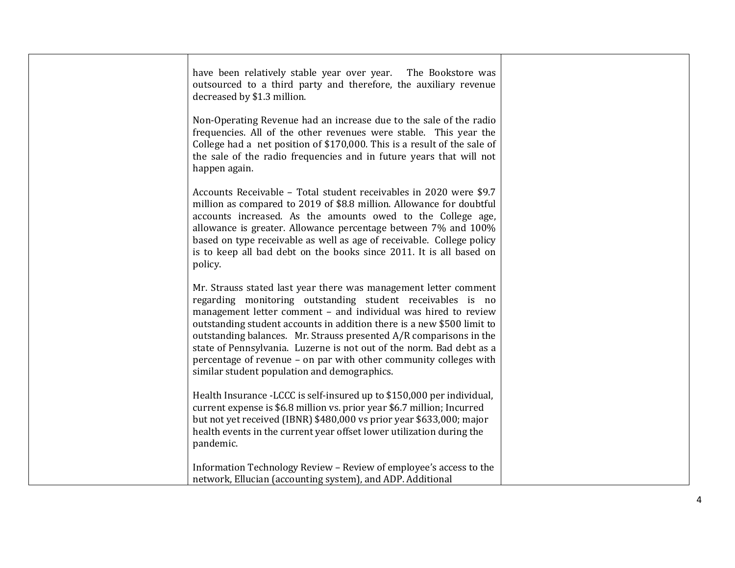| | | |
|---|---|---|
| | have been relatively stable year over year. The Bookstore was outsourced to a third party and therefore, the auxiliary revenue decreased by $1.3 million.<br><br>Non-Operating Revenue had an increase due to the sale of the radio frequencies. All of the other revenues were stable. This year the College had a net position of $170,000. This is a result of the sale of the sale of the radio frequencies and in future years that will not happen again.<br><br>Accounts Receivable – Total student receivables in 2020 were $9.7 million as compared to 2019 of $8.8 million. Allowance for doubtful accounts increased. As the amounts owed to the College age, allowance is greater. Allowance percentage between 7% and 100% based on type receivable as well as age of receivable. College policy is to keep all bad debt on the books since 2011. It is all based on policy.<br><br>Mr. Strauss stated last year there was management letter comment regarding monitoring outstanding student receivables is no management letter comment – and individual was hired to review outstanding student accounts in addition there is a new $500 limit to outstanding balances. Mr. Strauss presented A/R comparisons in the state of Pennsylvania. Luzerne is not out of the norm. Bad debt as a percentage of revenue – on par with other community colleges with similar student population and demographics.<br><br>Health Insurance -LCCC is self-insured up to $150,000 per individual, current expense is $6.8 million vs. prior year $6.7 million; Incurred but not yet received (IBNR) $480,000 vs prior year $633,000; major health events in the current year offset lower utilization during the pandemic.<br><br>Information Technology Review – Review of employee's access to the network, Ellucian (accounting system), and ADP. Additional | |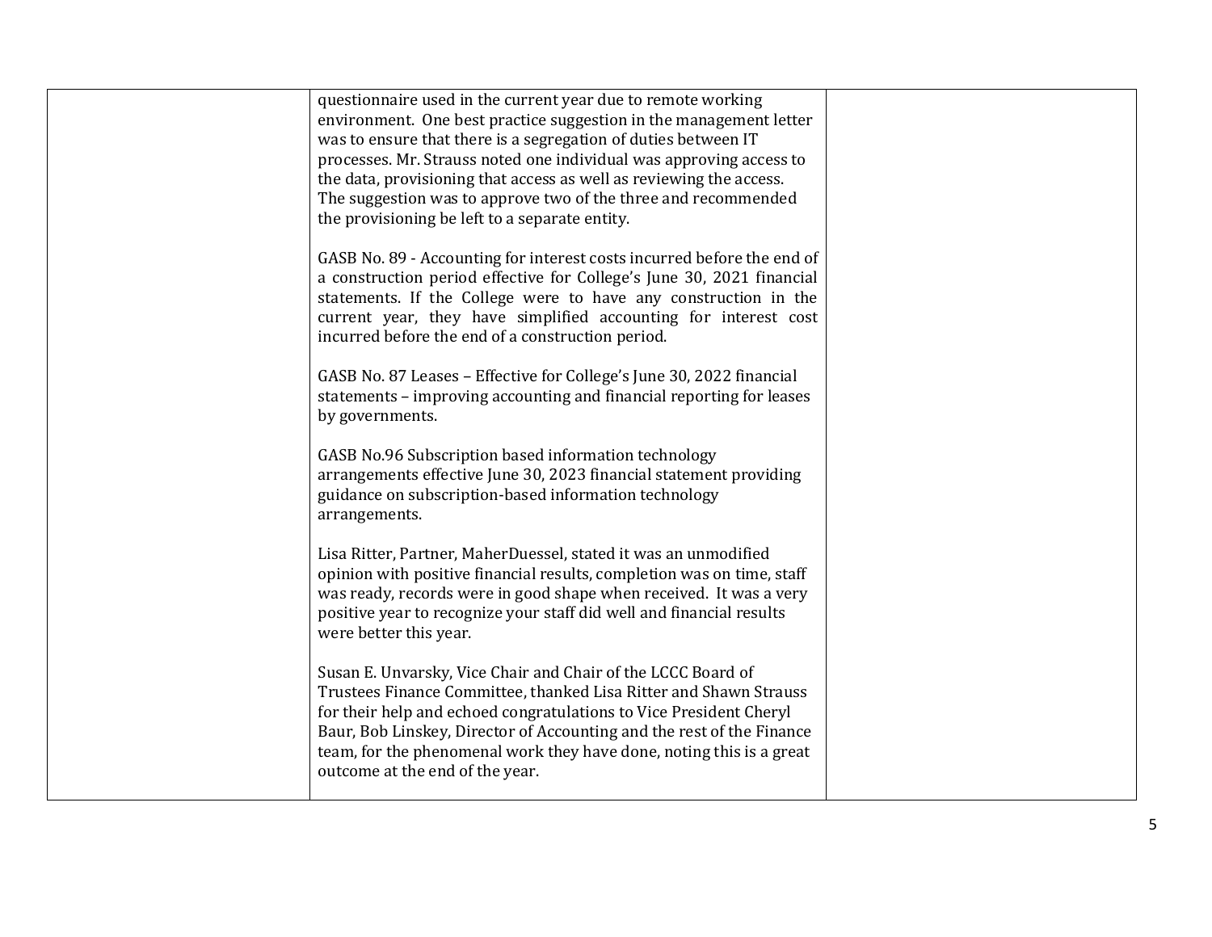| | | |
|---|---|---|
| | questionnaire used in the current year due to remote working environment. One best practice suggestion in the management letter was to ensure that there is a segregation of duties between IT processes. Mr. Strauss noted one individual was approving access to the data, provisioning that access as well as reviewing the access. The suggestion was to approve two of the three and recommended the provisioning be left to a separate entity.<br><br>GASB No. 89 - Accounting for interest costs incurred before the end of a construction period effective for College's June 30, 2021 financial statements. If the College were to have any construction in the current year, they have simplified accounting for interest cost incurred before the end of a construction period.<br><br>GASB No. 87 Leases – Effective for College's June 30, 2022 financial statements – improving accounting and financial reporting for leases by governments.<br><br>GASB No.96 Subscription based information technology arrangements effective June 30, 2023 financial statement providing guidance on subscription-based information technology arrangements.<br><br>Lisa Ritter, Partner, MaherDuessel, stated it was an unmodified opinion with positive financial results, completion was on time, staff was ready, records were in good shape when received. It was a very positive year to recognize your staff did well and financial results were better this year.<br><br>Susan E. Unvarsky, Vice Chair and Chair of the LCCC Board of Trustees Finance Committee, thanked Lisa Ritter and Shawn Strauss for their help and echoed congratulations to Vice President Cheryl Baur, Bob Linskey, Director of Accounting and the rest of the Finance team, for the phenomenal work they have done, noting this is a great outcome at the end of the year. | |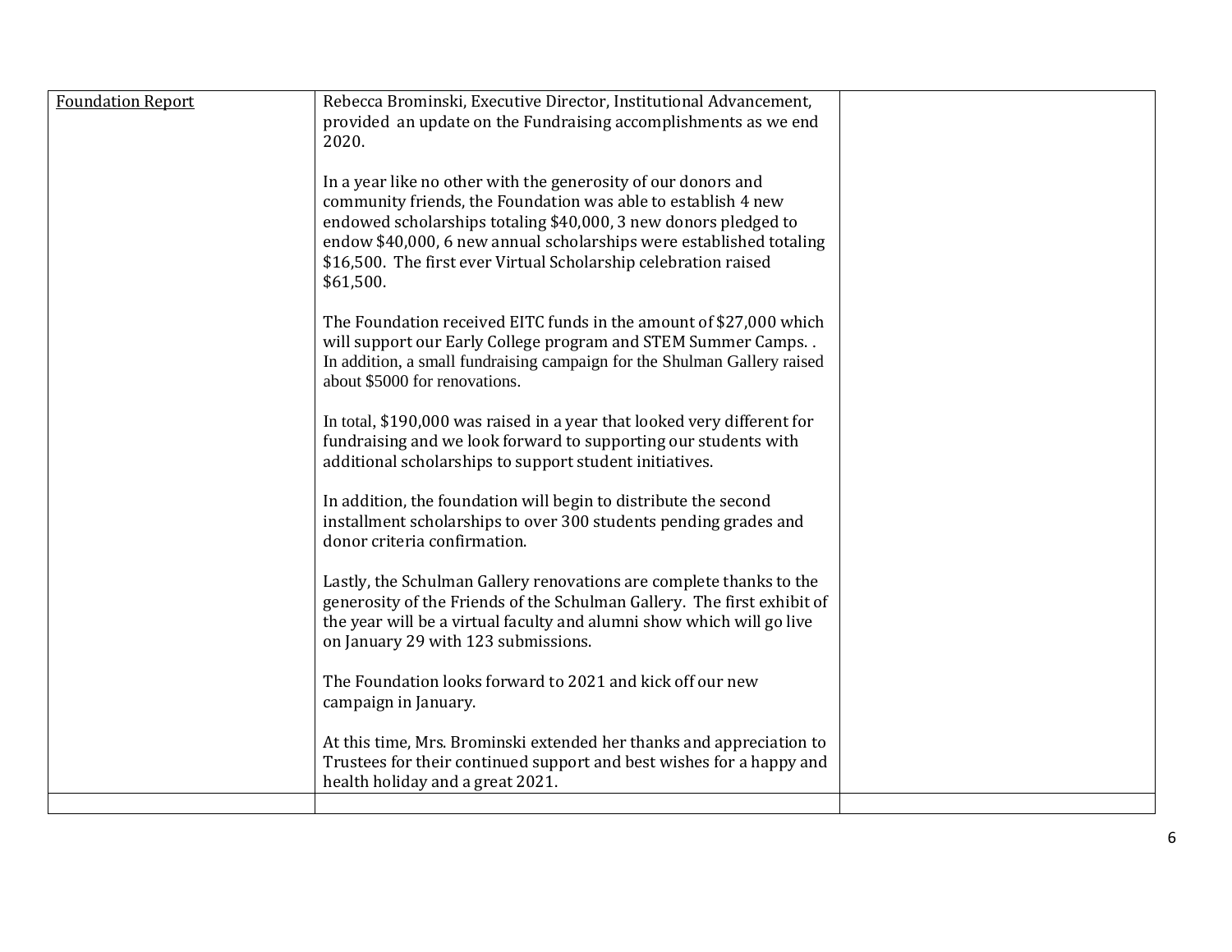| Foundation Report | Rebecca Brominski, Executive Director, Institutional Advancement, provided an update on the Fundraising accomplishments as we end 2020.<br><br>In a year like no other with the generosity of our donors and community friends, the Foundation was able to establish 4 new endowed scholarships totaling $40,000, 3 new donors pledged to endow $40,000, 6 new annual scholarships were established totaling $16,500. The first ever Virtual Scholarship celebration raised $61,500.<br><br>The Foundation received EITC funds in the amount of $27,000 which will support our Early College program and STEM Summer Camps. . In addition, a small fundraising campaign for the Shulman Gallery raised about $5000 for renovations.<br><br>In total, $190,000 was raised in a year that looked very different for fundraising and we look forward to supporting our students with additional scholarships to support student initiatives.<br><br>In addition, the foundation will begin to distribute the second installment scholarships to over 300 students pending grades and donor criteria confirmation.<br><br>Lastly, the Schulman Gallery renovations are complete thanks to the generosity of the Friends of the Schulman Gallery. The first exhibit of the year will be a virtual faculty and alumni show which will go live on January 29 with 123 submissions.<br><br>The Foundation looks forward to 2021 and kick off our new campaign in January.<br><br>At this time, Mrs. Brominski extended her thanks and appreciation to Trustees for their continued support and best wishes for a happy and health holiday and a great 2021. | |
|---|---|---|
| | | |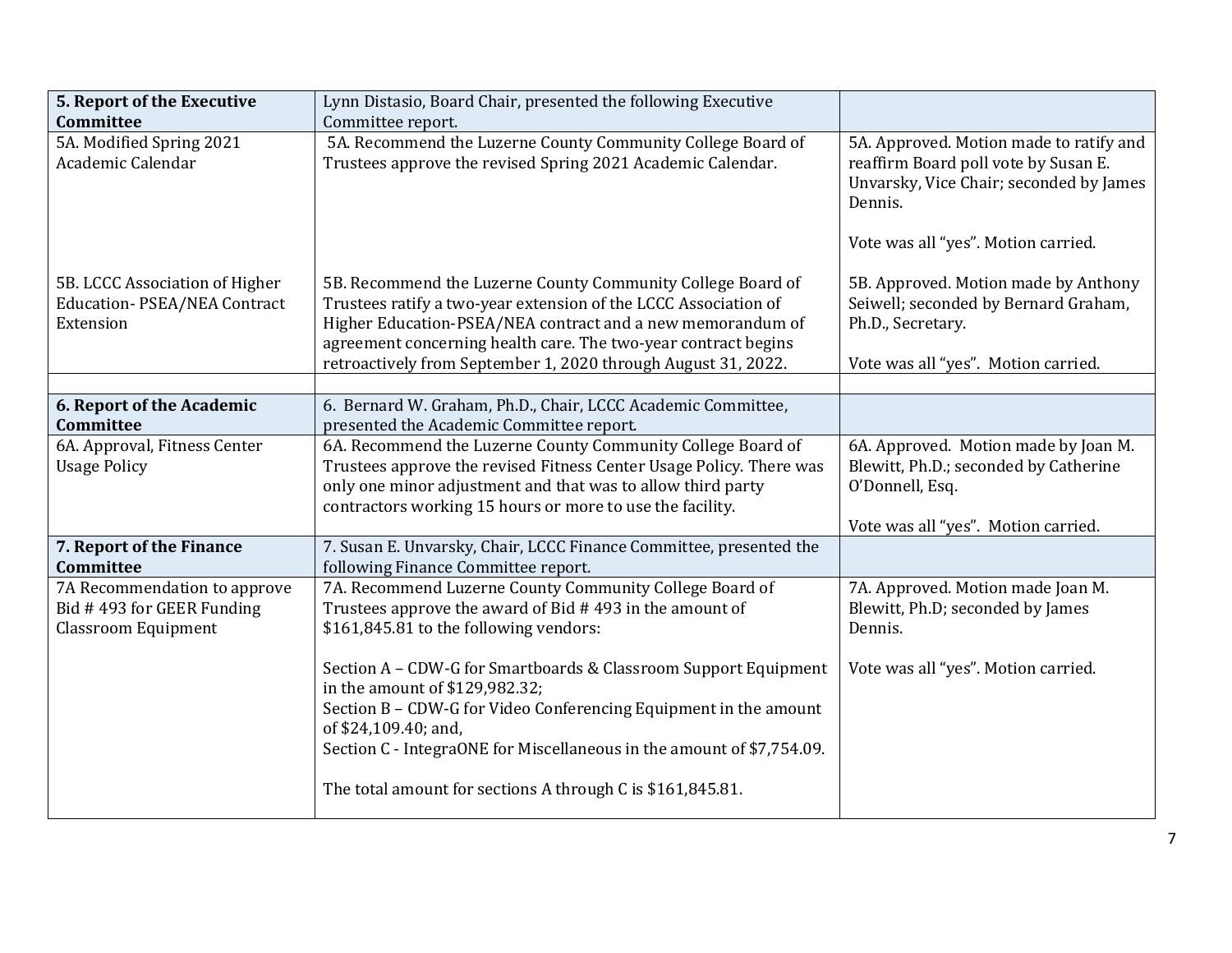| **5. Report of the Executive Committee** | Lynn Distasio, Board Chair, presented the following Executive Committee report. | |
|---|---|---|
| 5A. Modified Spring 2021 Academic Calendar<br><br>5B. LCCC Association of Higher Education- PSEA/NEA Contract Extension | 5A. Recommend the Luzerne County Community College Board of Trustees approve the revised Spring 2021 Academic Calendar.<br><br>5B. Recommend the Luzerne County Community College Board of Trustees ratify a two-year extension of the LCCC Association of Higher Education-PSEA/NEA contract and a new memorandum of agreement concerning health care. The two-year contract begins retroactively from September 1, 2020 through August 31, 2022. | 5A. Approved. Motion made to ratify and reaffirm Board poll vote by Susan E. Unvarsky, Vice Chair; seconded by James Dennis.<br><br>Vote was all "yes". Motion carried.<br><br>5B. Approved. Motion made by Anthony Seiwell; seconded by Bernard Graham, Ph.D., Secretary.<br><br>Vote was all "yes". Motion carried. |
| | | |
| **6. Report of the Academic Committee** | 6. Bernard W. Graham, Ph.D., Chair, LCCC Academic Committee, presented the Academic Committee report. | |
| 6A. Approval, Fitness Center Usage Policy | 6A. Recommend the Luzerne County Community College Board of Trustees approve the revised Fitness Center Usage Policy. There was only one minor adjustment and that was to allow third party contractors working 15 hours or more to use the facility. | 6A. Approved. Motion made by Joan M. Blewitt, Ph.D.; seconded by Catherine O'Donnell, Esq.<br><br>Vote was all "yes". Motion carried. |
| **7. Report of the Finance Committee** | 7. Susan E. Unvarsky, Chair, LCCC Finance Committee, presented the following Finance Committee report. | |
| 7A Recommendation to approve Bid # 493 for GEER Funding Classroom Equipment | 7A. Recommend Luzerne County Community College Board of Trustees approve the award of Bid # 493 in the amount of $161,845.81 to the following vendors:<br><br>Section A – CDW-G for Smartboards & Classroom Support Equipment in the amount of $129,982.32;<br>Section B – CDW-G for Video Conferencing Equipment in the amount of $24,109.40; and,<br>Section C - IntegraONE for Miscellaneous in the amount of $7,754.09.<br><br>The total amount for sections A through C is $161,845.81. | 7A. Approved. Motion made Joan M. Blewitt, Ph.D; seconded by James Dennis.<br><br>Vote was all "yes". Motion carried. |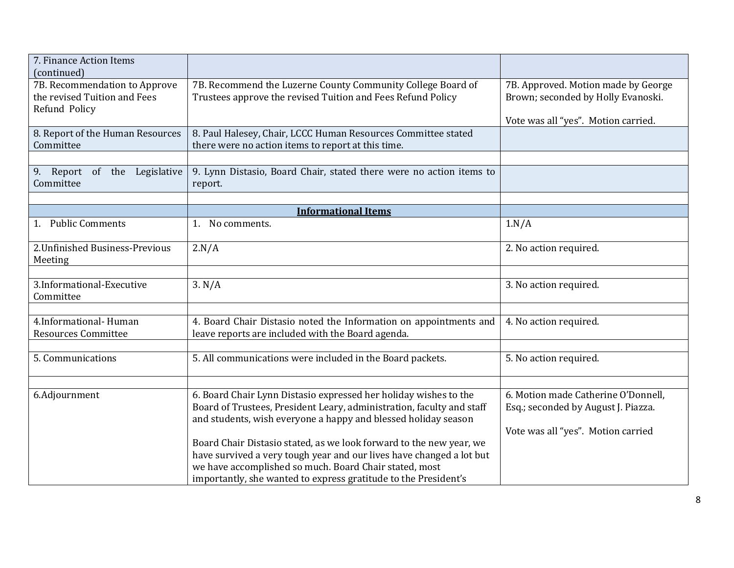| 7. Finance Action Items (continued) | | |
|---|---|---|
| 7B. Recommendation to Approve the revised Tuition and Fees Refund Policy | 7B. Recommend the Luzerne County Community College Board of Trustees approve the revised Tuition and Fees Refund Policy | 7B. Approved. Motion made by George Brown; seconded by Holly Evanoski.<br><br>Vote was all "yes". Motion carried. |
| 8. Report of the Human Resources Committee | 8. Paul Halesey, Chair, LCCC Human Resources Committee stated there were no action items to report at this time. | |
| | | |
| 9. Report of the Legislative Committee | 9. Lynn Distasio, Board Chair, stated there were no action items to report. | |
| | | |
| | **Informational Items** | |
| 1. Public Comments | 1. No comments. | 1.N/A |
| 2.Unfinished Business-Previous Meeting | 2.N/A | 2. No action required. |
| | | |
| 3.Informational-Executive Committee | 3. N/A | 3. No action required. |
| | | |
| 4.Informational- Human Resources Committee | 4. Board Chair Distasio noted the Information on appointments and leave reports are included with the Board agenda. | 4. No action required. |
| | | |
| 5. Communications | 5. All communications were included in the Board packets. | 5. No action required. |
| | | |
| 6.Adjournment | 6. Board Chair Lynn Distasio expressed her holiday wishes to the Board of Trustees, President Leary, administration, faculty and staff and students, wish everyone a happy and blessed holiday season<br><br>Board Chair Distasio stated, as we look forward to the new year, we have survived a very tough year and our lives have changed a lot but we have accomplished so much. Board Chair stated, most importantly, she wanted to express gratitude to the President's | 6. Motion made Catherine O'Donnell, Esq.; seconded by August J. Piazza.<br><br>Vote was all "yes". Motion carried |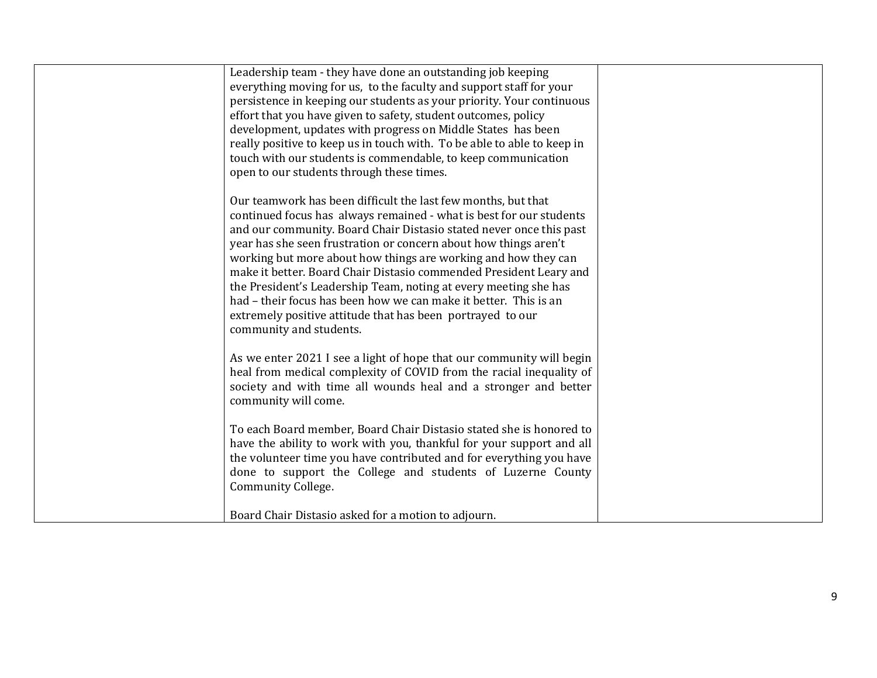| | | |
|---|---|---|
| | Leadership team - they have done an outstanding job keeping everything moving for us, to the faculty and support staff for your persistence in keeping our students as your priority. Your continuous effort that you have given to safety, student outcomes, policy development, updates with progress on Middle States has been really positive to keep us in touch with. To be able to able to keep in touch with our students is commendable, to keep communication open to our students through these times.<br><br>Our teamwork has been difficult the last few months, but that continued focus has always remained - what is best for our students and our community. Board Chair Distasio stated never once this past year has she seen frustration or concern about how things aren't working but more about how things are working and how they can make it better. Board Chair Distasio commended President Leary and the President's Leadership Team, noting at every meeting she has had – their focus has been how we can make it better. This is an extremely positive attitude that has been portrayed to our community and students.<br><br>As we enter 2021 I see a light of hope that our community will begin heal from medical complexity of COVID from the racial inequality of society and with time all wounds heal and a stronger and better community will come.<br><br>To each Board member, Board Chair Distasio stated she is honored to have the ability to work with you, thankful for your support and all the volunteer time you have contributed and for everything you have done to support the College and students of Luzerne County Community College.<br><br>Board Chair Distasio asked for a motion to adjourn. | |